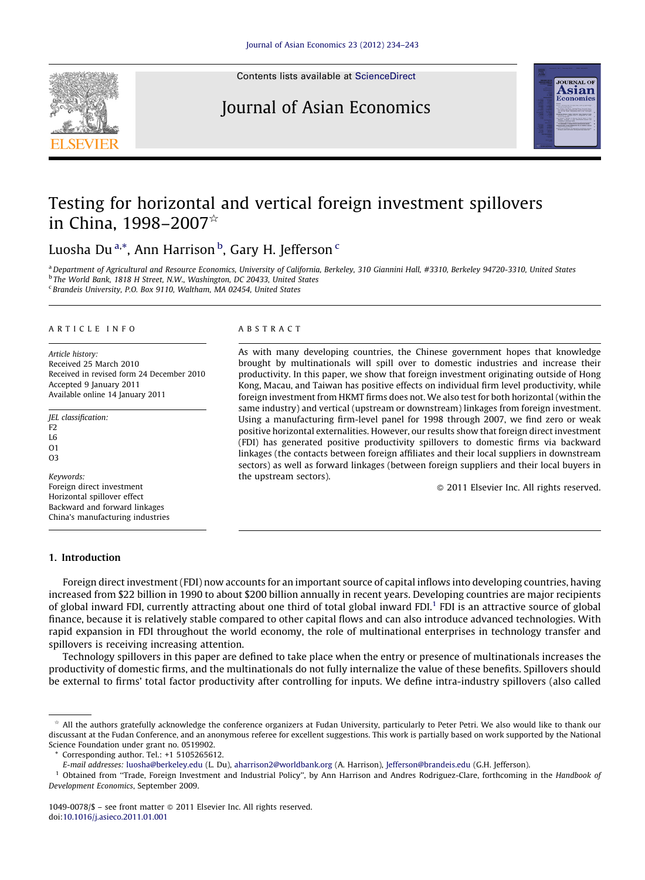Contents lists available at ScienceDirect

# Journal of Asian Economics

# Testing for horizontal and vertical foreign investment spillovers in China, 1998–2007[☆]

Luosha Du[a,*], Ann Harrison[b], Gary H. Jefferson[c]

[a] Department of Agricultural and Resource Economics, University of California, Berkeley, 310 Giannini Hall, #3310, Berkeley 94720-3310, United States
[b] The World Bank, 1818 H Street, N.W., Washington, DC 20433, United States
[c] Brandeis University, P.O. Box 9110, Waltham, MA 02454, United States

**ARTICLE INFO**

*Article history:*
Received 25 March 2010
Received in revised form 24 December 2010
Accepted 9 January 2011
Available online 14 January 2011

*JEL classification:*
F2
L6
O1
O3

*Keywords:*
Foreign direct investment
Horizontal spillover effect
Backward and forward linkages
China's manufacturing industries

**ABSTRACT**

As with many developing countries, the Chinese government hopes that knowledge brought by multinationals will spill over to domestic industries and increase their productivity. In this paper, we show that foreign investment originating outside of Hong Kong, Macau, and Taiwan has positive effects on individual firm level productivity, while foreign investment from HKMT firms does not. We also test for both horizontal (within the same industry) and vertical (upstream or downstream) linkages from foreign investment. Using a manufacturing firm-level panel for 1998 through 2007, we find zero or weak positive horizontal externalities. However, our results show that foreign direct investment (FDI) has generated positive productivity spillovers to domestic firms via backward linkages (the contacts between foreign affiliates and their local suppliers in downstream sectors) as well as forward linkages (between foreign suppliers and their local buyers in the upstream sectors).

© 2011 Elsevier Inc. All rights reserved.

## 1. Introduction

Foreign direct investment (FDI) now accounts for an important source of capital inflows into developing countries, having increased from $22 billion in 1990 to about $200 billion annually in recent years. Developing countries are major recipients of global inward FDI, currently attracting about one third of total global inward FDI.[1] FDI is an attractive source of global finance, because it is relatively stable compared to other capital flows and can also introduce advanced technologies. With rapid expansion in FDI throughout the world economy, the role of multinational enterprises in technology transfer and spillovers is receiving increasing attention.

Technology spillovers in this paper are defined to take place when the entry or presence of multinationals increases the productivity of domestic firms, and the multinationals do not fully internalize the value of these benefits. Spillovers should be external to firms' total factor productivity after controlling for inputs. We define intra-industry spillovers (also called

---

☆ All the authors gratefully acknowledge the conference organizers at Fudan University, particularly to Peter Petri. We also would like to thank our discussant at the Fudan Conference, and an anonymous referee for excellent suggestions. This work is partially based on work supported by the National Science Foundation under grant no. 0519902.

\* Corresponding author. Tel.: +1 5105265612.

*E-mail addresses:* luosha@berkeley.edu (L. Du), aharrison2@worldbank.org (A. Harrison), Jefferson@brandeis.edu (G.H. Jefferson).

[1] Obtained from "Trade, Foreign Investment and Industrial Policy", by Ann Harrison and Andres Rodriguez-Clare, forthcoming in the *Handbook of Development Economics*, September 2009.

1049-0078/$ – see front matter © 2011 Elsevier Inc. All rights reserved.
doi:10.1016/j.asieco.2011.01.001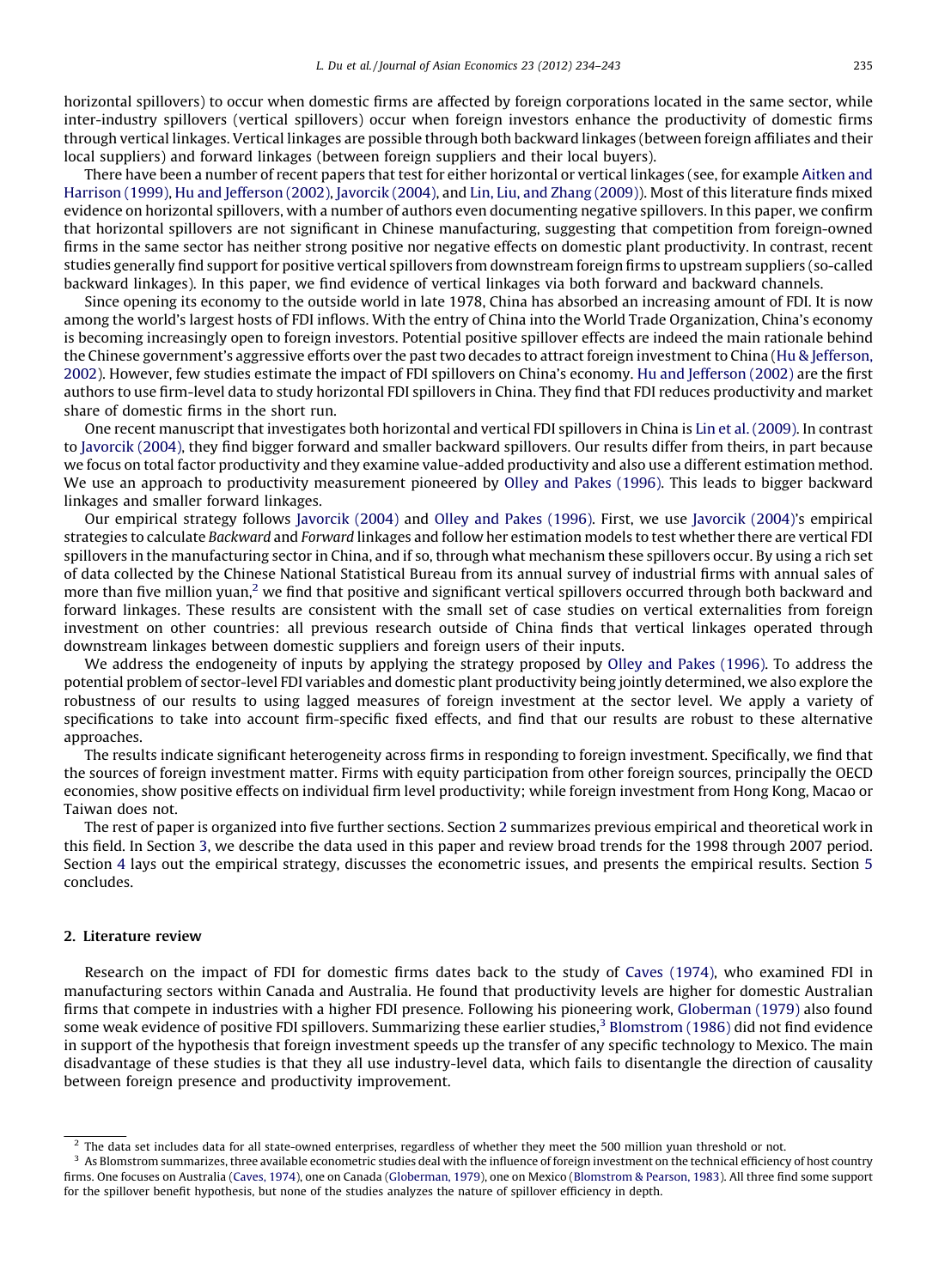horizontal spillovers) to occur when domestic firms are affected by foreign corporations located in the same sector, while inter-industry spillovers (vertical spillovers) occur when foreign investors enhance the productivity of domestic firms through vertical linkages. Vertical linkages are possible through both backward linkages (between foreign affiliates and their local suppliers) and forward linkages (between foreign suppliers and their local buyers).

There have been a number of recent papers that test for either horizontal or vertical linkages (see, for example Aitken and Harrison (1999), Hu and Jefferson (2002), Javorcik (2004), and Lin, Liu, and Zhang (2009)). Most of this literature finds mixed evidence on horizontal spillovers, with a number of authors even documenting negative spillovers. In this paper, we confirm that horizontal spillovers are not significant in Chinese manufacturing, suggesting that competition from foreign-owned firms in the same sector has neither strong positive nor negative effects on domestic plant productivity. In contrast, recent studies generally find support for positive vertical spillovers from downstream foreign firms to upstream suppliers (so-called backward linkages). In this paper, we find evidence of vertical linkages via both forward and backward channels.

Since opening its economy to the outside world in late 1978, China has absorbed an increasing amount of FDI. It is now among the world's largest hosts of FDI inflows. With the entry of China into the World Trade Organization, China's economy is becoming increasingly open to foreign investors. Potential positive spillover effects are indeed the main rationale behind the Chinese government's aggressive efforts over the past two decades to attract foreign investment to China (Hu & Jefferson, 2002). However, few studies estimate the impact of FDI spillovers on China's economy. Hu and Jefferson (2002) are the first authors to use firm-level data to study horizontal FDI spillovers in China. They find that FDI reduces productivity and market share of domestic firms in the short run.

One recent manuscript that investigates both horizontal and vertical FDI spillovers in China is Lin et al. (2009). In contrast to Javorcik (2004), they find bigger forward and smaller backward spillovers. Our results differ from theirs, in part because we focus on total factor productivity and they examine value-added productivity and also use a different estimation method. We use an approach to productivity measurement pioneered by Olley and Pakes (1996). This leads to bigger backward linkages and smaller forward linkages.

Our empirical strategy follows Javorcik (2004) and Olley and Pakes (1996). First, we use Javorcik (2004)'s empirical strategies to calculate *Backward* and *Forward* linkages and follow her estimation models to test whether there are vertical FDI spillovers in the manufacturing sector in China, and if so, through what mechanism these spillovers occur. By using a rich set of data collected by the Chinese National Statistical Bureau from its annual survey of industrial firms with annual sales of more than five million yuan,[2] we find that positive and significant vertical spillovers occurred through both backward and forward linkages. These results are consistent with the small set of case studies on vertical externalities from foreign investment on other countries: all previous research outside of China finds that vertical linkages operated through downstream linkages between domestic suppliers and foreign users of their inputs.

We address the endogeneity of inputs by applying the strategy proposed by Olley and Pakes (1996). To address the potential problem of sector-level FDI variables and domestic plant productivity being jointly determined, we also explore the robustness of our results to using lagged measures of foreign investment at the sector level. We apply a variety of specifications to take into account firm-specific fixed effects, and find that our results are robust to these alternative approaches.

The results indicate significant heterogeneity across firms in responding to foreign investment. Specifically, we find that the sources of foreign investment matter. Firms with equity participation from other foreign sources, principally the OECD economies, show positive effects on individual firm level productivity; while foreign investment from Hong Kong, Macao or Taiwan does not.

The rest of paper is organized into five further sections. Section 2 summarizes previous empirical and theoretical work in this field. In Section 3, we describe the data used in this paper and review broad trends for the 1998 through 2007 period. Section 4 lays out the empirical strategy, discusses the econometric issues, and presents the empirical results. Section 5 concludes.

## 2. Literature review

Research on the impact of FDI for domestic firms dates back to the study of Caves (1974), who examined FDI in manufacturing sectors within Canada and Australia. He found that productivity levels are higher for domestic Australian firms that compete in industries with a higher FDI presence. Following his pioneering work, Globerman (1979) also found some weak evidence of positive FDI spillovers. Summarizing these earlier studies,[3] Blomstrom (1986) did not find evidence in support of the hypothesis that foreign investment speeds up the transfer of any specific technology to Mexico. The main disadvantage of these studies is that they all use industry-level data, which fails to disentangle the direction of causality between foreign presence and productivity improvement.

---

[2] The data set includes data for all state-owned enterprises, regardless of whether they meet the 500 million yuan threshold or not.

[3] As Blomstrom summarizes, three available econometric studies deal with the influence of foreign investment on the technical efficiency of host country firms. One focuses on Australia (Caves, 1974), one on Canada (Globerman, 1979), one on Mexico (Blomstrom & Pearson, 1983). All three find some support for the spillover benefit hypothesis, but none of the studies analyzes the nature of spillover efficiency in depth.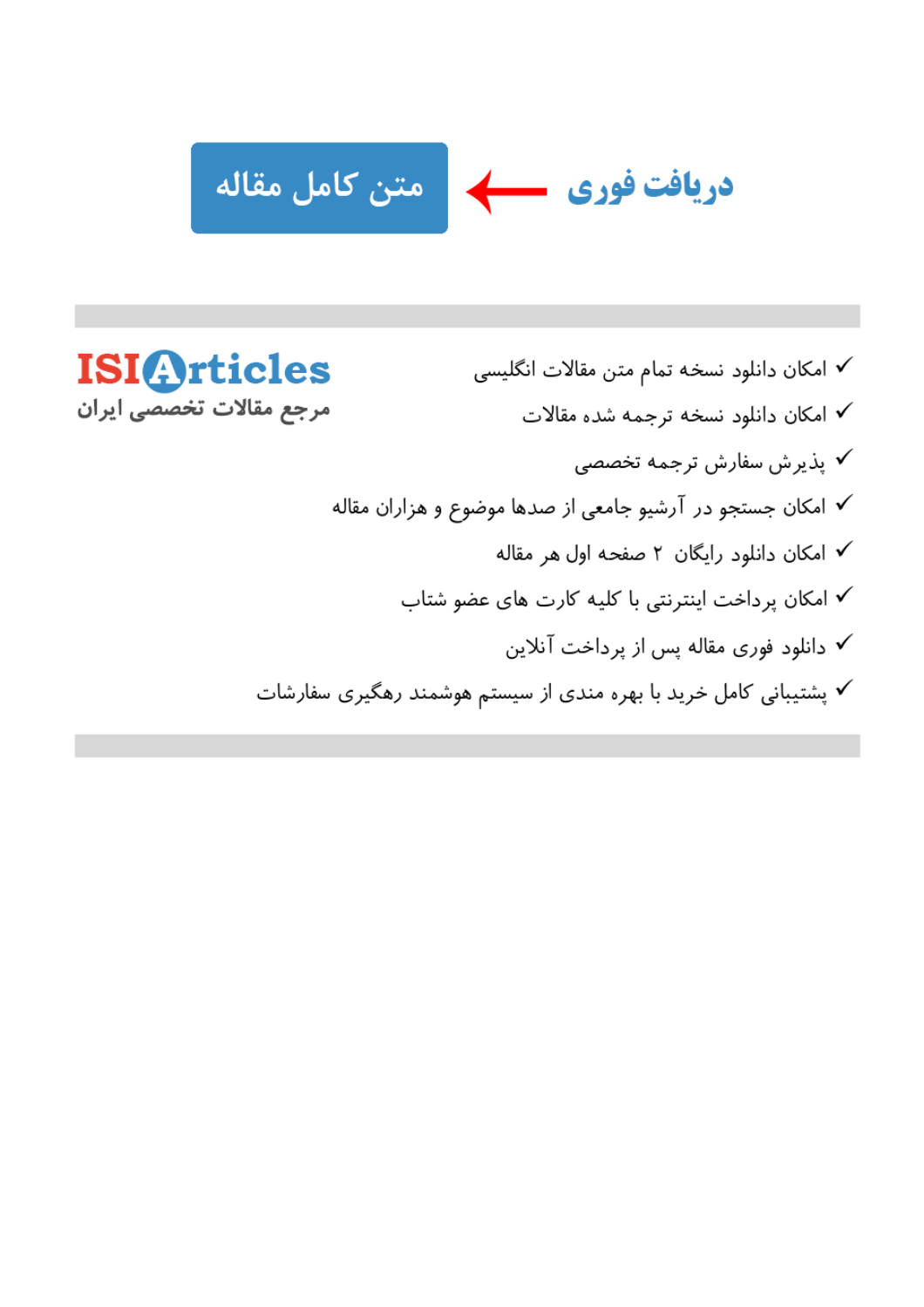دریافت فوری ← **متن کامل مقاله**

**ISIArticles**
مرجع مقالات تخصصی ایران

- ✓ امکان دانلود نسخه تمام متن مقالات انگلیسی
- ✓ امکان دانلود نسخه ترجمه شده مقالات
- ✓ پذیرش سفارش ترجمه تخصصی
- ✓ امکان جستجو در آرشیو جامعی از صدها موضوع و هزاران مقاله
- ✓ امکان دانلود رایگان ۲ صفحه اول هر مقاله
- ✓ امکان پرداخت اینترنتی با کلیه کارت های عضو شتاب
- ✓ دانلود فوری مقاله پس از پرداخت آنلاین
- ✓ پشتیبانی کامل خرید با بهره مندی از سیستم هوشمند رهگیری سفارشات